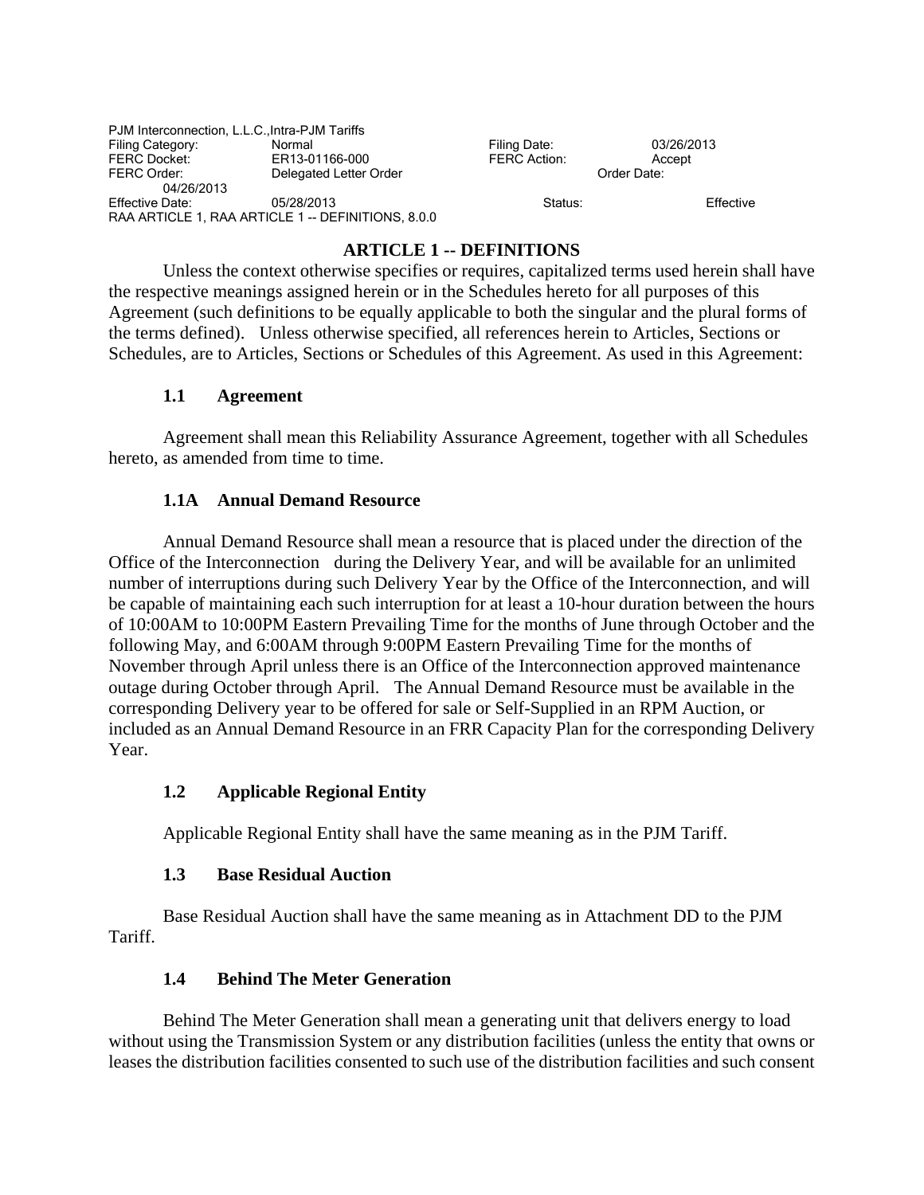PJM Interconnection, L.L.C.,Intra-PJM Tariffs
Filing Category: Normal Filing Date: 03/26/2013
FERC Docket: ER13-01166-000 FERC Action: Accept
FERC Order: Delegated Letter Order Order Date: 04/26/2013
Effective Date: 05/28/2013 Status: Effective
RAA ARTICLE 1, RAA ARTICLE 1 -- DEFINITIONS, 8.0.0

# ARTICLE 1 -- DEFINITIONS

Unless the context otherwise specifies or requires, capitalized terms used herein shall have the respective meanings assigned herein or in the Schedules hereto for all purposes of this Agreement (such definitions to be equally applicable to both the singular and the plural forms of the terms defined). Unless otherwise specified, all references herein to Articles, Sections or Schedules, are to Articles, Sections or Schedules of this Agreement. As used in this Agreement:

### 1.1 Agreement

Agreement shall mean this Reliability Assurance Agreement, together with all Schedules hereto, as amended from time to time.

### 1.1A Annual Demand Resource

Annual Demand Resource shall mean a resource that is placed under the direction of the Office of the Interconnection during the Delivery Year, and will be available for an unlimited number of interruptions during such Delivery Year by the Office of the Interconnection, and will be capable of maintaining each such interruption for at least a 10-hour duration between the hours of 10:00AM to 10:00PM Eastern Prevailing Time for the months of June through October and the following May, and 6:00AM through 9:00PM Eastern Prevailing Time for the months of November through April unless there is an Office of the Interconnection approved maintenance outage during October through April. The Annual Demand Resource must be available in the corresponding Delivery year to be offered for sale or Self-Supplied in an RPM Auction, or included as an Annual Demand Resource in an FRR Capacity Plan for the corresponding Delivery Year.

### 1.2 Applicable Regional Entity

Applicable Regional Entity shall have the same meaning as in the PJM Tariff.

### 1.3 Base Residual Auction

Base Residual Auction shall have the same meaning as in Attachment DD to the PJM Tariff.

### 1.4 Behind The Meter Generation

Behind The Meter Generation shall mean a generating unit that delivers energy to load without using the Transmission System or any distribution facilities (unless the entity that owns or leases the distribution facilities consented to such use of the distribution facilities and such consent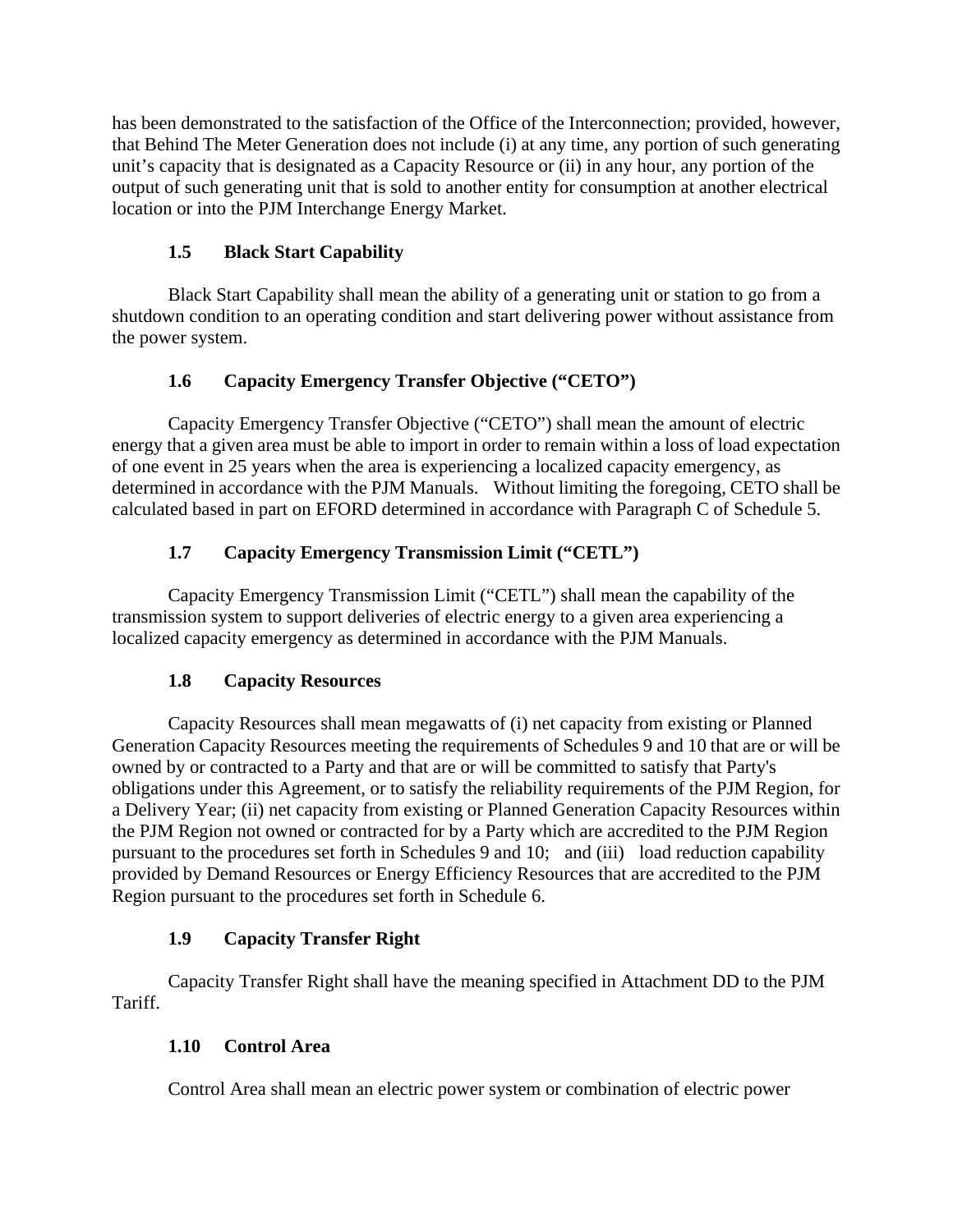has been demonstrated to the satisfaction of the Office of the Interconnection; provided, however, that Behind The Meter Generation does not include (i) at any time, any portion of such generating unit's capacity that is designated as a Capacity Resource or (ii) in any hour, any portion of the output of such generating unit that is sold to another entity for consumption at another electrical location or into the PJM Interchange Energy Market.

### 1.5 Black Start Capability

Black Start Capability shall mean the ability of a generating unit or station to go from a shutdown condition to an operating condition and start delivering power without assistance from the power system.

### 1.6 Capacity Emergency Transfer Objective ("CETO")

Capacity Emergency Transfer Objective ("CETO") shall mean the amount of electric energy that a given area must be able to import in order to remain within a loss of load expectation of one event in 25 years when the area is experiencing a localized capacity emergency, as determined in accordance with the PJM Manuals. Without limiting the foregoing, CETO shall be calculated based in part on EFORD determined in accordance with Paragraph C of Schedule 5.

### 1.7 Capacity Emergency Transmission Limit ("CETL")

Capacity Emergency Transmission Limit ("CETL") shall mean the capability of the transmission system to support deliveries of electric energy to a given area experiencing a localized capacity emergency as determined in accordance with the PJM Manuals.

### 1.8 Capacity Resources

Capacity Resources shall mean megawatts of (i) net capacity from existing or Planned Generation Capacity Resources meeting the requirements of Schedules 9 and 10 that are or will be owned by or contracted to a Party and that are or will be committed to satisfy that Party's obligations under this Agreement, or to satisfy the reliability requirements of the PJM Region, for a Delivery Year; (ii) net capacity from existing or Planned Generation Capacity Resources within the PJM Region not owned or contracted for by a Party which are accredited to the PJM Region pursuant to the procedures set forth in Schedules 9 and 10; and (iii) load reduction capability provided by Demand Resources or Energy Efficiency Resources that are accredited to the PJM Region pursuant to the procedures set forth in Schedule 6.

### 1.9 Capacity Transfer Right

Capacity Transfer Right shall have the meaning specified in Attachment DD to the PJM Tariff.

### 1.10 Control Area

Control Area shall mean an electric power system or combination of electric power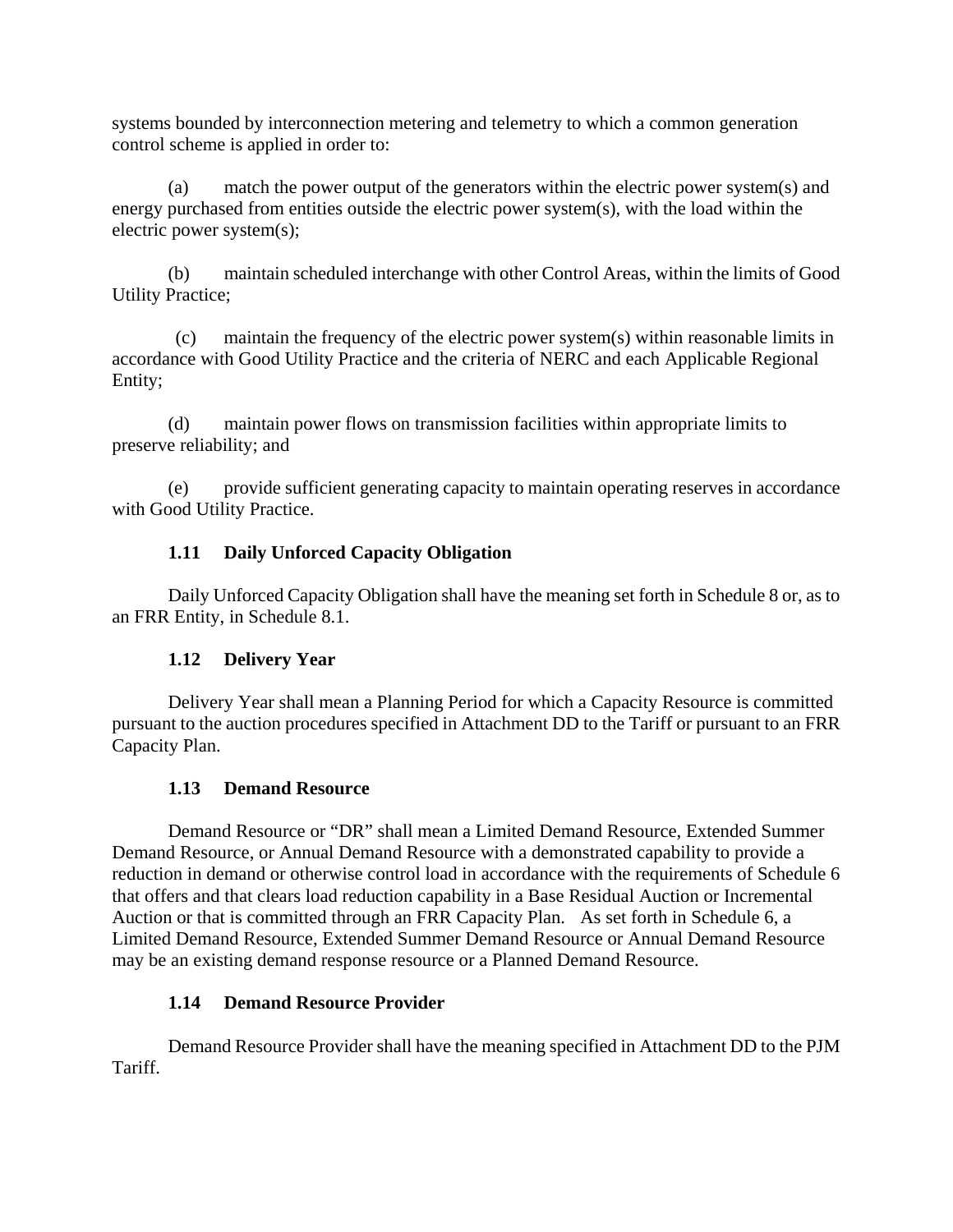systems bounded by interconnection metering and telemetry to which a common generation control scheme is applied in order to:

(a) match the power output of the generators within the electric power system(s) and energy purchased from entities outside the electric power system(s), with the load within the electric power system(s);

(b) maintain scheduled interchange with other Control Areas, within the limits of Good Utility Practice;

(c) maintain the frequency of the electric power system(s) within reasonable limits in accordance with Good Utility Practice and the criteria of NERC and each Applicable Regional Entity;

(d) maintain power flows on transmission facilities within appropriate limits to preserve reliability; and

(e) provide sufficient generating capacity to maintain operating reserves in accordance with Good Utility Practice.

### 1.11 Daily Unforced Capacity Obligation

Daily Unforced Capacity Obligation shall have the meaning set forth in Schedule 8 or, as to an FRR Entity, in Schedule 8.1.

### 1.12 Delivery Year

Delivery Year shall mean a Planning Period for which a Capacity Resource is committed pursuant to the auction procedures specified in Attachment DD to the Tariff or pursuant to an FRR Capacity Plan.

### 1.13 Demand Resource

Demand Resource or "DR" shall mean a Limited Demand Resource, Extended Summer Demand Resource, or Annual Demand Resource with a demonstrated capability to provide a reduction in demand or otherwise control load in accordance with the requirements of Schedule 6 that offers and that clears load reduction capability in a Base Residual Auction or Incremental Auction or that is committed through an FRR Capacity Plan. As set forth in Schedule 6, a Limited Demand Resource, Extended Summer Demand Resource or Annual Demand Resource may be an existing demand response resource or a Planned Demand Resource.

### 1.14 Demand Resource Provider

Demand Resource Provider shall have the meaning specified in Attachment DD to the PJM Tariff.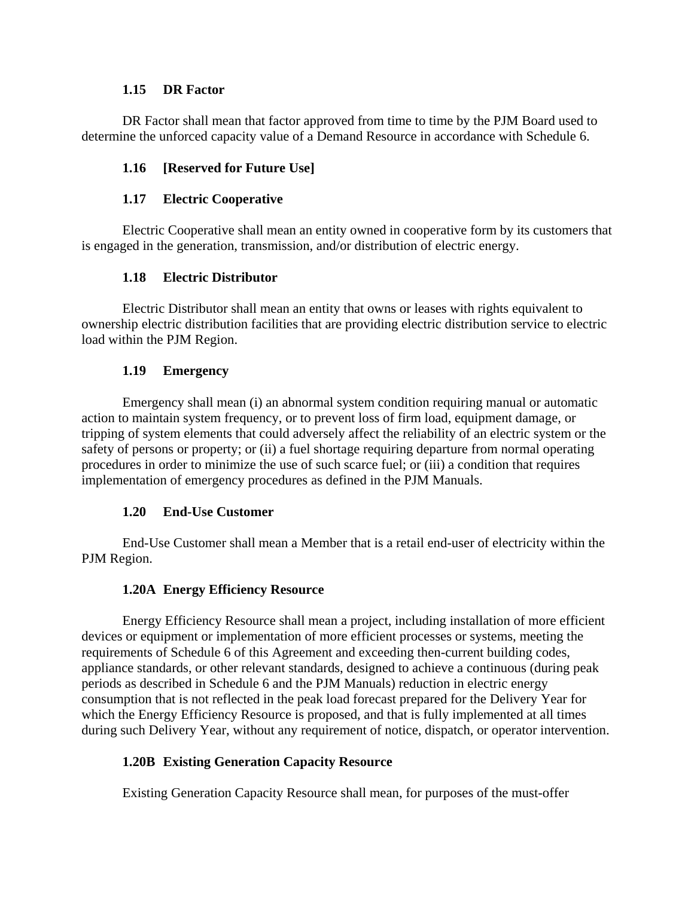### 1.15 DR Factor

DR Factor shall mean that factor approved from time to time by the PJM Board used to determine the unforced capacity value of a Demand Resource in accordance with Schedule 6.

### 1.16 [Reserved for Future Use]

### 1.17 Electric Cooperative

Electric Cooperative shall mean an entity owned in cooperative form by its customers that is engaged in the generation, transmission, and/or distribution of electric energy.

### 1.18 Electric Distributor

Electric Distributor shall mean an entity that owns or leases with rights equivalent to ownership electric distribution facilities that are providing electric distribution service to electric load within the PJM Region.

### 1.19 Emergency

Emergency shall mean (i) an abnormal system condition requiring manual or automatic action to maintain system frequency, or to prevent loss of firm load, equipment damage, or tripping of system elements that could adversely affect the reliability of an electric system or the safety of persons or property; or (ii) a fuel shortage requiring departure from normal operating procedures in order to minimize the use of such scarce fuel; or (iii) a condition that requires implementation of emergency procedures as defined in the PJM Manuals.

### 1.20 End-Use Customer

End-Use Customer shall mean a Member that is a retail end-user of electricity within the PJM Region.

### 1.20A Energy Efficiency Resource

Energy Efficiency Resource shall mean a project, including installation of more efficient devices or equipment or implementation of more efficient processes or systems, meeting the requirements of Schedule 6 of this Agreement and exceeding then-current building codes, appliance standards, or other relevant standards, designed to achieve a continuous (during peak periods as described in Schedule 6 and the PJM Manuals) reduction in electric energy consumption that is not reflected in the peak load forecast prepared for the Delivery Year for which the Energy Efficiency Resource is proposed, and that is fully implemented at all times during such Delivery Year, without any requirement of notice, dispatch, or operator intervention.

### 1.20B Existing Generation Capacity Resource

Existing Generation Capacity Resource shall mean, for purposes of the must-offer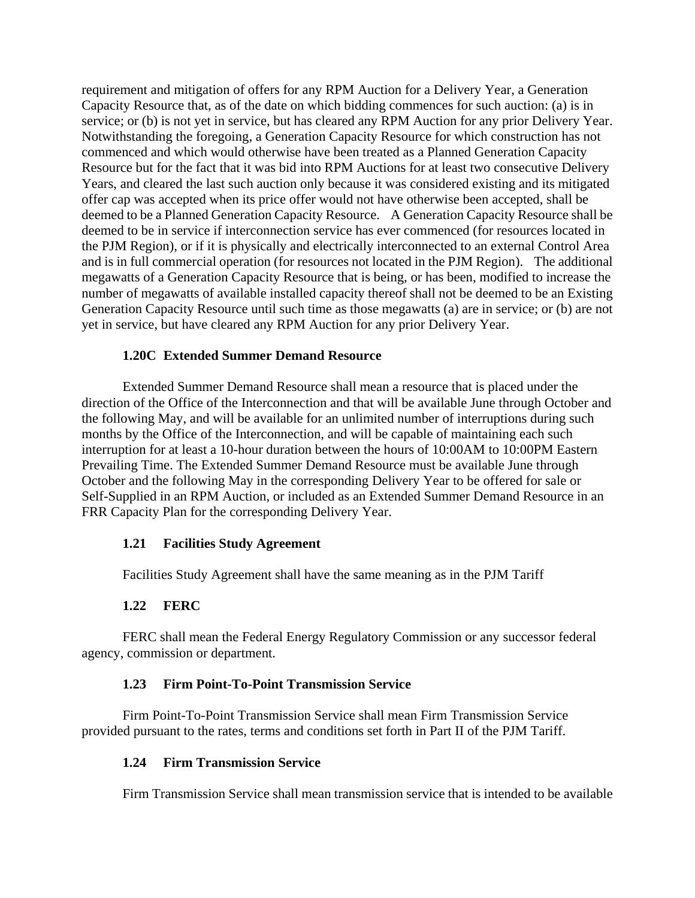requirement and mitigation of offers for any RPM Auction for a Delivery Year, a Generation Capacity Resource that, as of the date on which bidding commences for such auction: (a) is in service; or (b) is not yet in service, but has cleared any RPM Auction for any prior Delivery Year. Notwithstanding the foregoing, a Generation Capacity Resource for which construction has not commenced and which would otherwise have been treated as a Planned Generation Capacity Resource but for the fact that it was bid into RPM Auctions for at least two consecutive Delivery Years, and cleared the last such auction only because it was considered existing and its mitigated offer cap was accepted when its price offer would not have otherwise been accepted, shall be deemed to be a Planned Generation Capacity Resource. A Generation Capacity Resource shall be deemed to be in service if interconnection service has ever commenced (for resources located in the PJM Region), or if it is physically and electrically interconnected to an external Control Area and is in full commercial operation (for resources not located in the PJM Region). The additional megawatts of a Generation Capacity Resource that is being, or has been, modified to increase the number of megawatts of available installed capacity thereof shall not be deemed to be an Existing Generation Capacity Resource until such time as those megawatts (a) are in service; or (b) are not yet in service, but have cleared any RPM Auction for any prior Delivery Year.

### 1.20C Extended Summer Demand Resource

Extended Summer Demand Resource shall mean a resource that is placed under the direction of the Office of the Interconnection and that will be available June through October and the following May, and will be available for an unlimited number of interruptions during such months by the Office of the Interconnection, and will be capable of maintaining each such interruption for at least a 10-hour duration between the hours of 10:00AM to 10:00PM Eastern Prevailing Time. The Extended Summer Demand Resource must be available June through October and the following May in the corresponding Delivery Year to be offered for sale or Self-Supplied in an RPM Auction, or included as an Extended Summer Demand Resource in an FRR Capacity Plan for the corresponding Delivery Year.

### 1.21 Facilities Study Agreement

Facilities Study Agreement shall have the same meaning as in the PJM Tariff

### 1.22 FERC

FERC shall mean the Federal Energy Regulatory Commission or any successor federal agency, commission or department.

### 1.23 Firm Point-To-Point Transmission Service

Firm Point-To-Point Transmission Service shall mean Firm Transmission Service provided pursuant to the rates, terms and conditions set forth in Part II of the PJM Tariff.

### 1.24 Firm Transmission Service

Firm Transmission Service shall mean transmission service that is intended to be available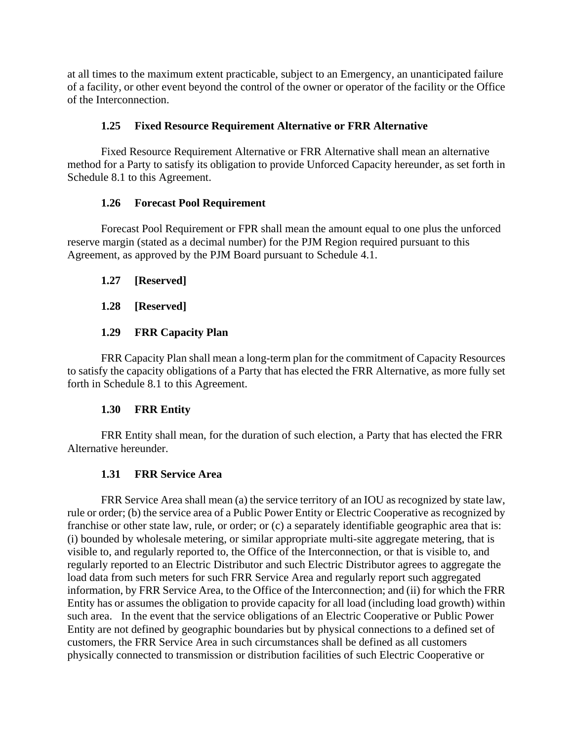at all times to the maximum extent practicable, subject to an Emergency, an unanticipated failure of a facility, or other event beyond the control of the owner or operator of the facility or the Office of the Interconnection.

### 1.25 Fixed Resource Requirement Alternative or FRR Alternative

Fixed Resource Requirement Alternative or FRR Alternative shall mean an alternative method for a Party to satisfy its obligation to provide Unforced Capacity hereunder, as set forth in Schedule 8.1 to this Agreement.

### 1.26 Forecast Pool Requirement

Forecast Pool Requirement or FPR shall mean the amount equal to one plus the unforced reserve margin (stated as a decimal number) for the PJM Region required pursuant to this Agreement, as approved by the PJM Board pursuant to Schedule 4.1.

### 1.27 [Reserved]

### 1.28 [Reserved]

### 1.29 FRR Capacity Plan

FRR Capacity Plan shall mean a long-term plan for the commitment of Capacity Resources to satisfy the capacity obligations of a Party that has elected the FRR Alternative, as more fully set forth in Schedule 8.1 to this Agreement.

### 1.30 FRR Entity

FRR Entity shall mean, for the duration of such election, a Party that has elected the FRR Alternative hereunder.

### 1.31 FRR Service Area

FRR Service Area shall mean (a) the service territory of an IOU as recognized by state law, rule or order; (b) the service area of a Public Power Entity or Electric Cooperative as recognized by franchise or other state law, rule, or order; or (c) a separately identifiable geographic area that is: (i) bounded by wholesale metering, or similar appropriate multi-site aggregate metering, that is visible to, and regularly reported to, the Office of the Interconnection, or that is visible to, and regularly reported to an Electric Distributor and such Electric Distributor agrees to aggregate the load data from such meters for such FRR Service Area and regularly report such aggregated information, by FRR Service Area, to the Office of the Interconnection; and (ii) for which the FRR Entity has or assumes the obligation to provide capacity for all load (including load growth) within such area. In the event that the service obligations of an Electric Cooperative or Public Power Entity are not defined by geographic boundaries but by physical connections to a defined set of customers, the FRR Service Area in such circumstances shall be defined as all customers physically connected to transmission or distribution facilities of such Electric Cooperative or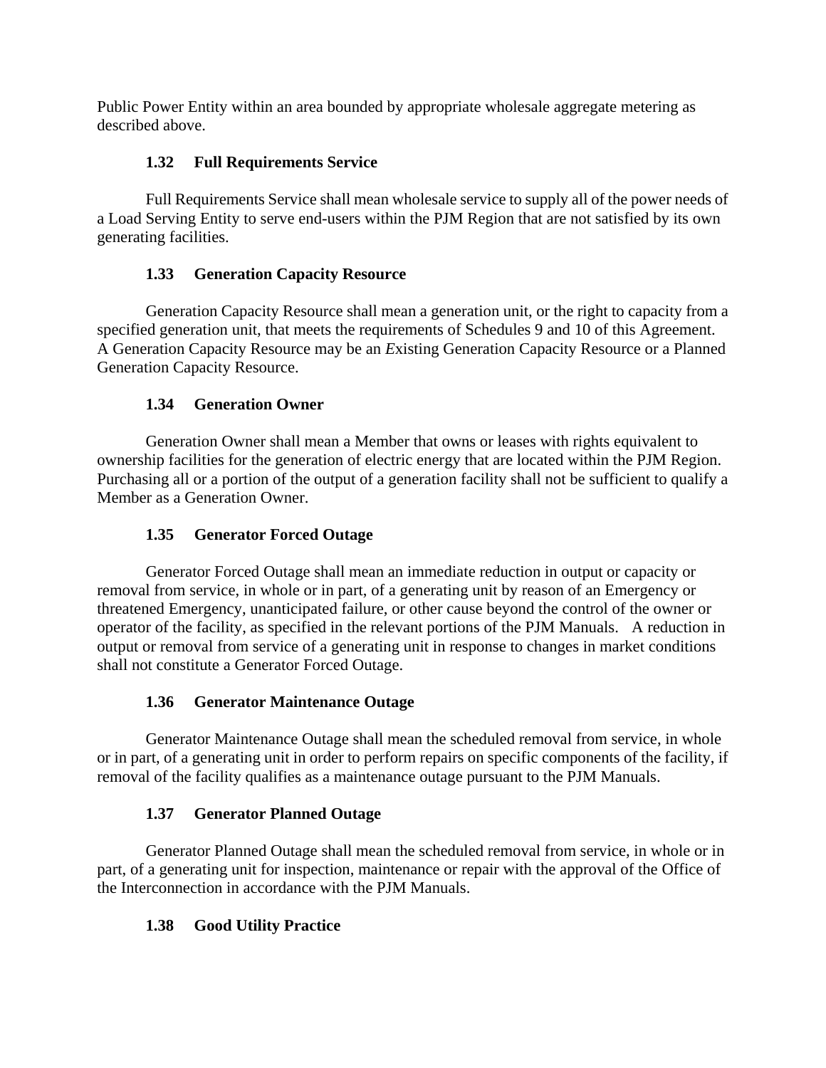Public Power Entity within an area bounded by appropriate wholesale aggregate metering as described above.

### 1.32 Full Requirements Service

Full Requirements Service shall mean wholesale service to supply all of the power needs of a Load Serving Entity to serve end-users within the PJM Region that are not satisfied by its own generating facilities.

### 1.33 Generation Capacity Resource

Generation Capacity Resource shall mean a generation unit, or the right to capacity from a specified generation unit, that meets the requirements of Schedules 9 and 10 of this Agreement. A Generation Capacity Resource may be an *E*xisting Generation Capacity Resource or a Planned Generation Capacity Resource.

### 1.34 Generation Owner

Generation Owner shall mean a Member that owns or leases with rights equivalent to ownership facilities for the generation of electric energy that are located within the PJM Region. Purchasing all or a portion of the output of a generation facility shall not be sufficient to qualify a Member as a Generation Owner.

### 1.35 Generator Forced Outage

Generator Forced Outage shall mean an immediate reduction in output or capacity or removal from service, in whole or in part, of a generating unit by reason of an Emergency or threatened Emergency, unanticipated failure, or other cause beyond the control of the owner or operator of the facility, as specified in the relevant portions of the PJM Manuals. A reduction in output or removal from service of a generating unit in response to changes in market conditions shall not constitute a Generator Forced Outage.

### 1.36 Generator Maintenance Outage

Generator Maintenance Outage shall mean the scheduled removal from service, in whole or in part, of a generating unit in order to perform repairs on specific components of the facility, if removal of the facility qualifies as a maintenance outage pursuant to the PJM Manuals.

### 1.37 Generator Planned Outage

Generator Planned Outage shall mean the scheduled removal from service, in whole or in part, of a generating unit for inspection, maintenance or repair with the approval of the Office of the Interconnection in accordance with the PJM Manuals.

### 1.38 Good Utility Practice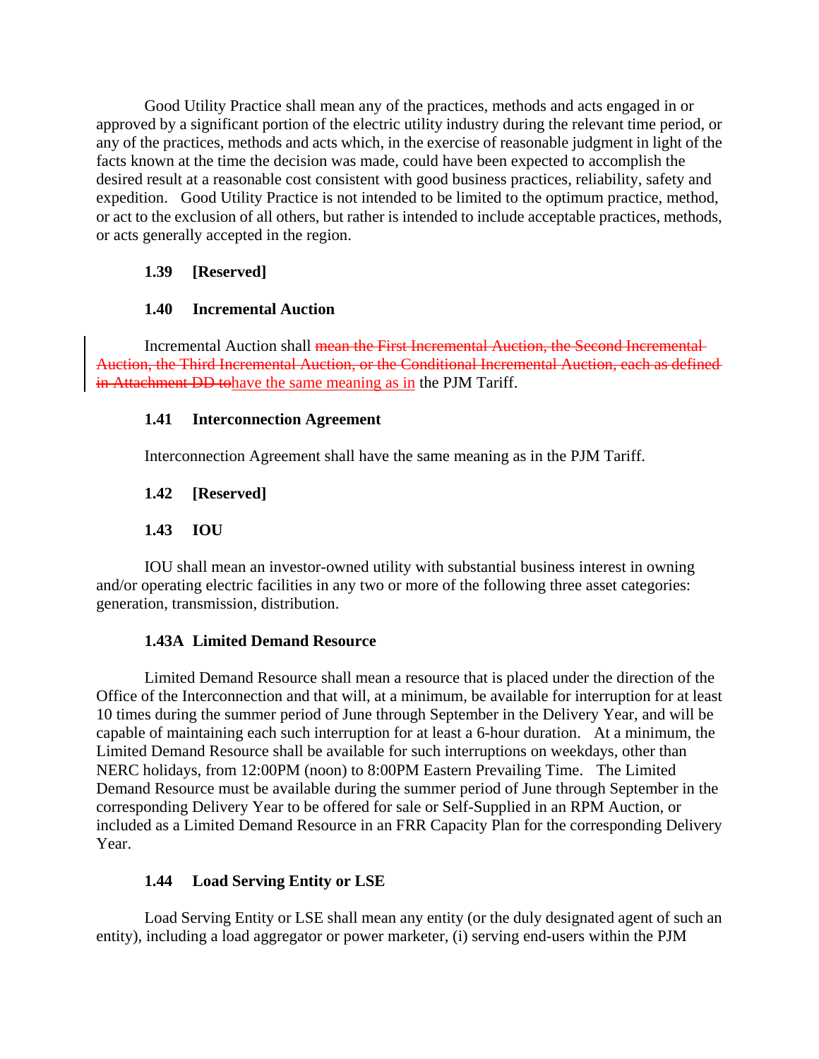Good Utility Practice shall mean any of the practices, methods and acts engaged in or approved by a significant portion of the electric utility industry during the relevant time period, or any of the practices, methods and acts which, in the exercise of reasonable judgment in light of the facts known at the time the decision was made, could have been expected to accomplish the desired result at a reasonable cost consistent with good business practices, reliability, safety and expedition. Good Utility Practice is not intended to be limited to the optimum practice, method, or act to the exclusion of all others, but rather is intended to include acceptable practices, methods, or acts generally accepted in the region.

**1.39 [Reserved]**

**1.40 Incremental Auction**

Incremental Auction shall ~~mean the First Incremental Auction, the Second Incremental Auction, the Third Incremental Auction, or the Conditional Incremental Auction, each as defined in Attachment DD to~~have the same meaning as in the PJM Tariff.

**1.41 Interconnection Agreement**

Interconnection Agreement shall have the same meaning as in the PJM Tariff.

**1.42 [Reserved]**

**1.43 IOU**

IOU shall mean an investor-owned utility with substantial business interest in owning and/or operating electric facilities in any two or more of the following three asset categories: generation, transmission, distribution.

**1.43A Limited Demand Resource**

Limited Demand Resource shall mean a resource that is placed under the direction of the Office of the Interconnection and that will, at a minimum, be available for interruption for at least 10 times during the summer period of June through September in the Delivery Year, and will be capable of maintaining each such interruption for at least a 6-hour duration. At a minimum, the Limited Demand Resource shall be available for such interruptions on weekdays, other than NERC holidays, from 12:00PM (noon) to 8:00PM Eastern Prevailing Time. The Limited Demand Resource must be available during the summer period of June through September in the corresponding Delivery Year to be offered for sale or Self-Supplied in an RPM Auction, or included as a Limited Demand Resource in an FRR Capacity Plan for the corresponding Delivery Year.

**1.44 Load Serving Entity or LSE**

Load Serving Entity or LSE shall mean any entity (or the duly designated agent of such an entity), including a load aggregator or power marketer, (i) serving end-users within the PJM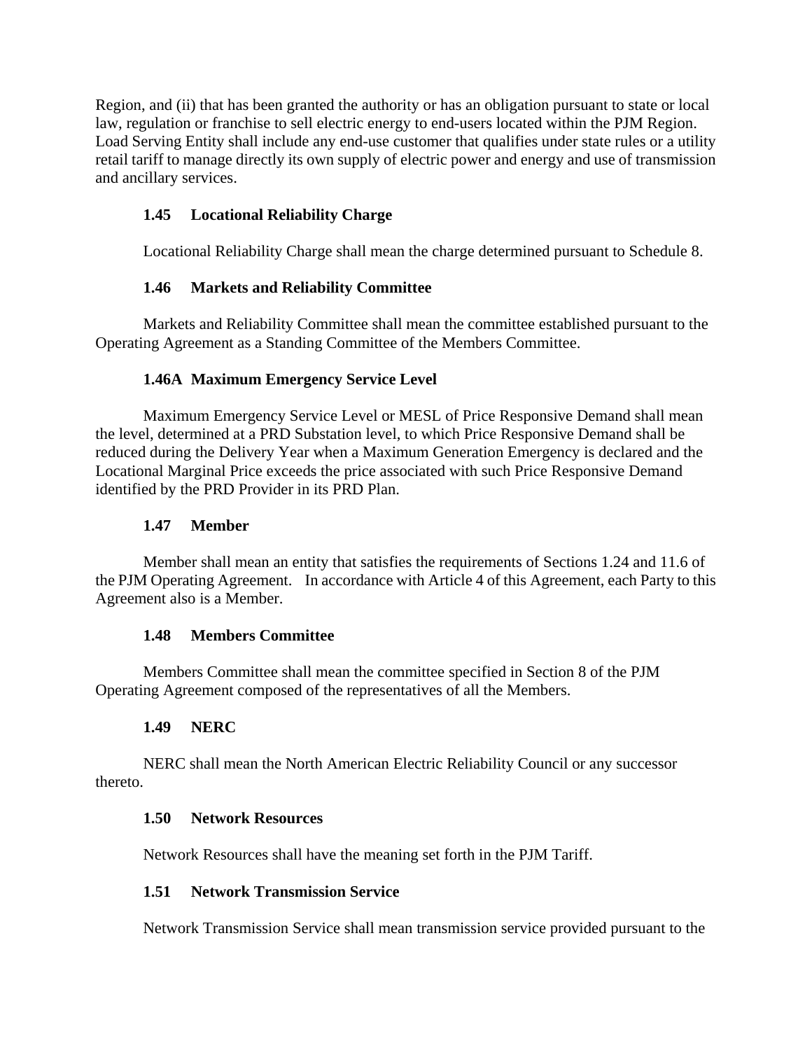Region, and (ii) that has been granted the authority or has an obligation pursuant to state or local law, regulation or franchise to sell electric energy to end-users located within the PJM Region. Load Serving Entity shall include any end-use customer that qualifies under state rules or a utility retail tariff to manage directly its own supply of electric power and energy and use of transmission and ancillary services.

### 1.45 Locational Reliability Charge

Locational Reliability Charge shall mean the charge determined pursuant to Schedule 8.

### 1.46 Markets and Reliability Committee

Markets and Reliability Committee shall mean the committee established pursuant to the Operating Agreement as a Standing Committee of the Members Committee.

### 1.46A Maximum Emergency Service Level

Maximum Emergency Service Level or MESL of Price Responsive Demand shall mean the level, determined at a PRD Substation level, to which Price Responsive Demand shall be reduced during the Delivery Year when a Maximum Generation Emergency is declared and the Locational Marginal Price exceeds the price associated with such Price Responsive Demand identified by the PRD Provider in its PRD Plan.

### 1.47 Member

Member shall mean an entity that satisfies the requirements of Sections 1.24 and 11.6 of the PJM Operating Agreement. In accordance with Article 4 of this Agreement, each Party to this Agreement also is a Member.

### 1.48 Members Committee

Members Committee shall mean the committee specified in Section 8 of the PJM Operating Agreement composed of the representatives of all the Members.

### 1.49 NERC

NERC shall mean the North American Electric Reliability Council or any successor thereto.

### 1.50 Network Resources

Network Resources shall have the meaning set forth in the PJM Tariff.

### 1.51 Network Transmission Service

Network Transmission Service shall mean transmission service provided pursuant to the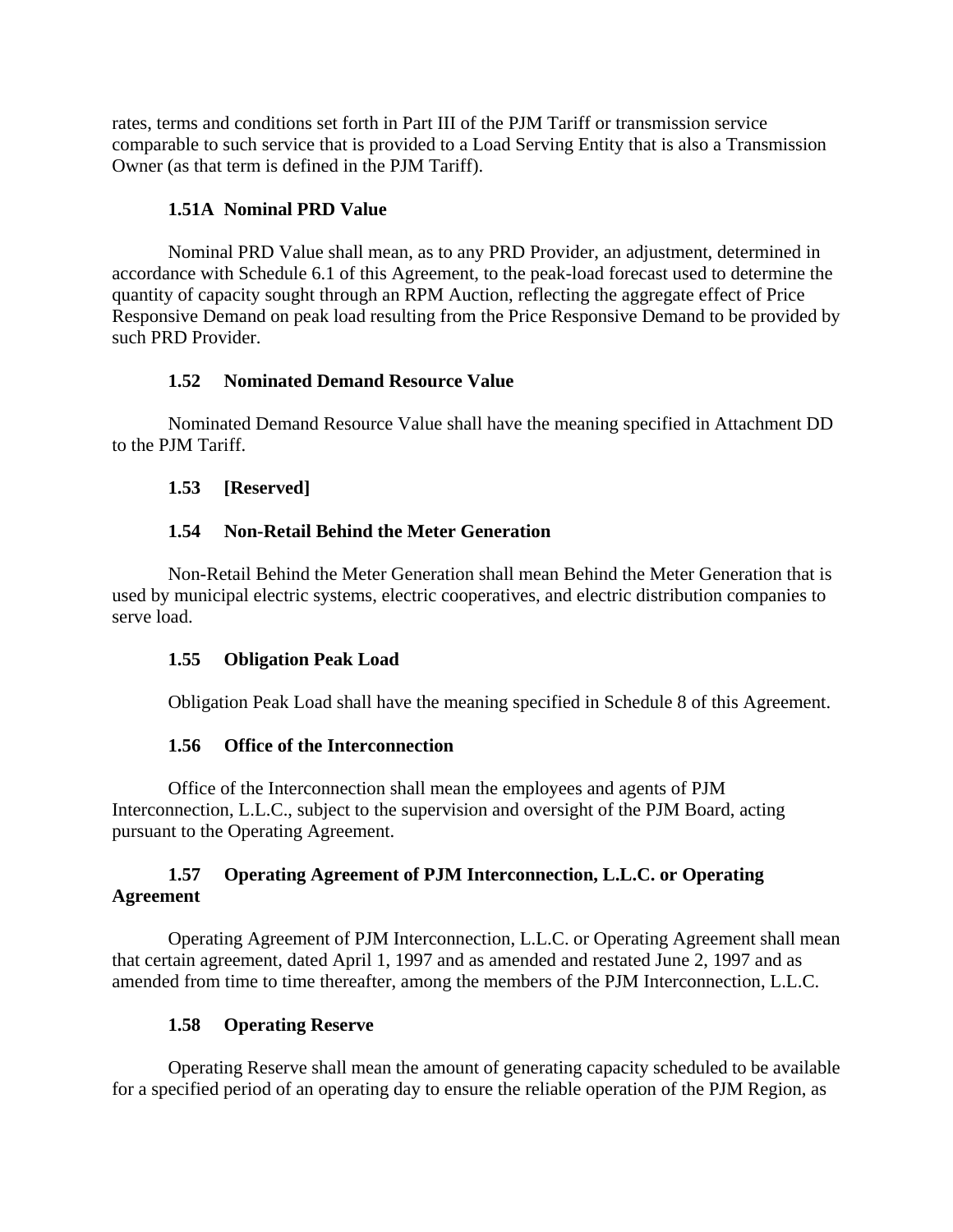rates, terms and conditions set forth in Part III of the PJM Tariff or transmission service comparable to such service that is provided to a Load Serving Entity that is also a Transmission Owner (as that term is defined in the PJM Tariff).

### 1.51A Nominal PRD Value

Nominal PRD Value shall mean, as to any PRD Provider, an adjustment, determined in accordance with Schedule 6.1 of this Agreement, to the peak-load forecast used to determine the quantity of capacity sought through an RPM Auction, reflecting the aggregate effect of Price Responsive Demand on peak load resulting from the Price Responsive Demand to be provided by such PRD Provider.

### 1.52 Nominated Demand Resource Value

Nominated Demand Resource Value shall have the meaning specified in Attachment DD to the PJM Tariff.

### 1.53 [Reserved]

### 1.54 Non-Retail Behind the Meter Generation

Non-Retail Behind the Meter Generation shall mean Behind the Meter Generation that is used by municipal electric systems, electric cooperatives, and electric distribution companies to serve load.

### 1.55 Obligation Peak Load

Obligation Peak Load shall have the meaning specified in Schedule 8 of this Agreement.

### 1.56 Office of the Interconnection

Office of the Interconnection shall mean the employees and agents of PJM Interconnection, L.L.C., subject to the supervision and oversight of the PJM Board, acting pursuant to the Operating Agreement.

### 1.57 Operating Agreement of PJM Interconnection, L.L.C. or Operating Agreement

Operating Agreement of PJM Interconnection, L.L.C. or Operating Agreement shall mean that certain agreement, dated April 1, 1997 and as amended and restated June 2, 1997 and as amended from time to time thereafter, among the members of the PJM Interconnection, L.L.C.

### 1.58 Operating Reserve

Operating Reserve shall mean the amount of generating capacity scheduled to be available for a specified period of an operating day to ensure the reliable operation of the PJM Region, as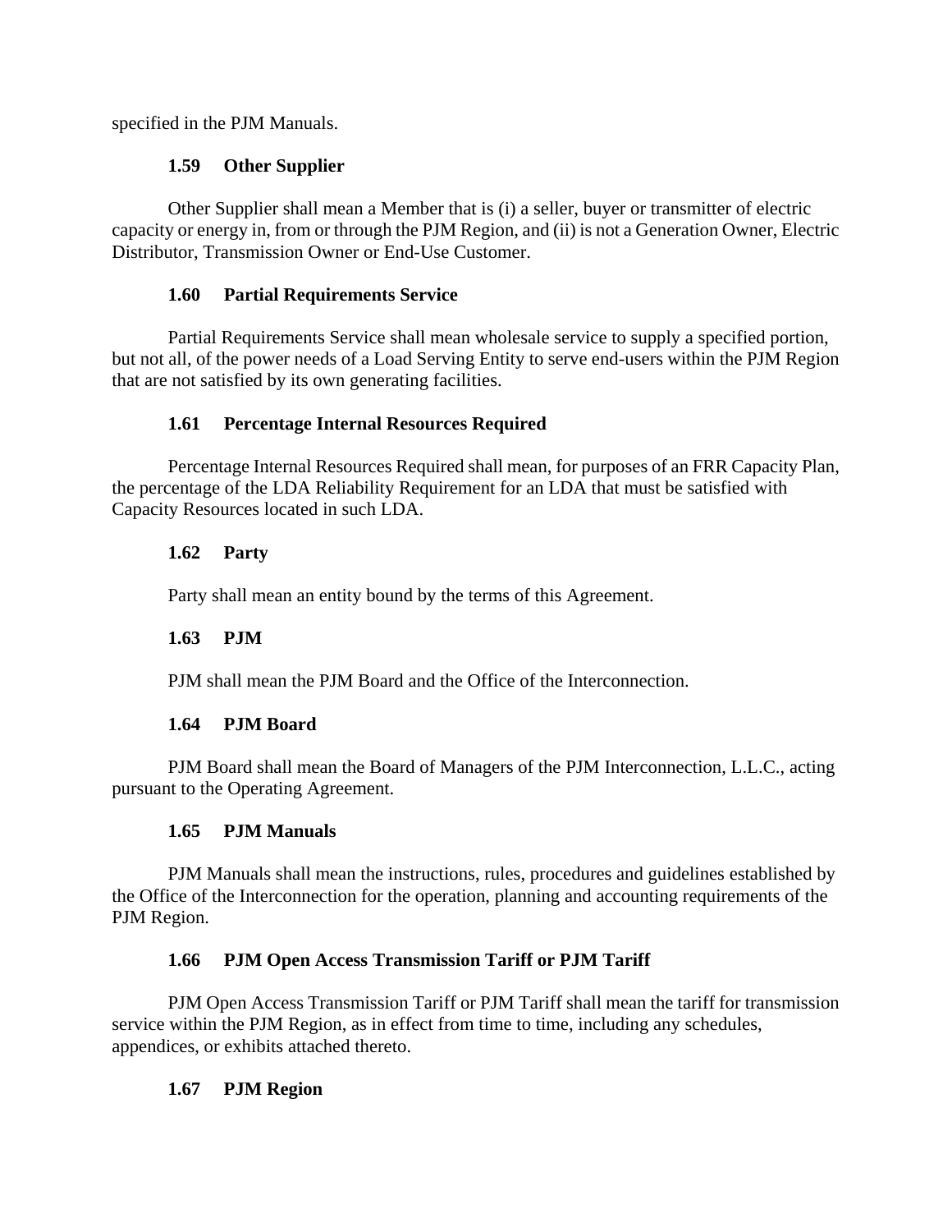specified in the PJM Manuals.

### 1.59 Other Supplier

Other Supplier shall mean a Member that is (i) a seller, buyer or transmitter of electric capacity or energy in, from or through the PJM Region, and (ii) is not a Generation Owner, Electric Distributor, Transmission Owner or End-Use Customer.

### 1.60 Partial Requirements Service

Partial Requirements Service shall mean wholesale service to supply a specified portion, but not all, of the power needs of a Load Serving Entity to serve end-users within the PJM Region that are not satisfied by its own generating facilities.

### 1.61 Percentage Internal Resources Required

Percentage Internal Resources Required shall mean, for purposes of an FRR Capacity Plan, the percentage of the LDA Reliability Requirement for an LDA that must be satisfied with Capacity Resources located in such LDA.

### 1.62 Party

Party shall mean an entity bound by the terms of this Agreement.

### 1.63 PJM

PJM shall mean the PJM Board and the Office of the Interconnection.

### 1.64 PJM Board

PJM Board shall mean the Board of Managers of the PJM Interconnection, L.L.C., acting pursuant to the Operating Agreement.

### 1.65 PJM Manuals

PJM Manuals shall mean the instructions, rules, procedures and guidelines established by the Office of the Interconnection for the operation, planning and accounting requirements of the PJM Region.

### 1.66 PJM Open Access Transmission Tariff or PJM Tariff

PJM Open Access Transmission Tariff or PJM Tariff shall mean the tariff for transmission service within the PJM Region, as in effect from time to time, including any schedules, appendices, or exhibits attached thereto.

### 1.67 PJM Region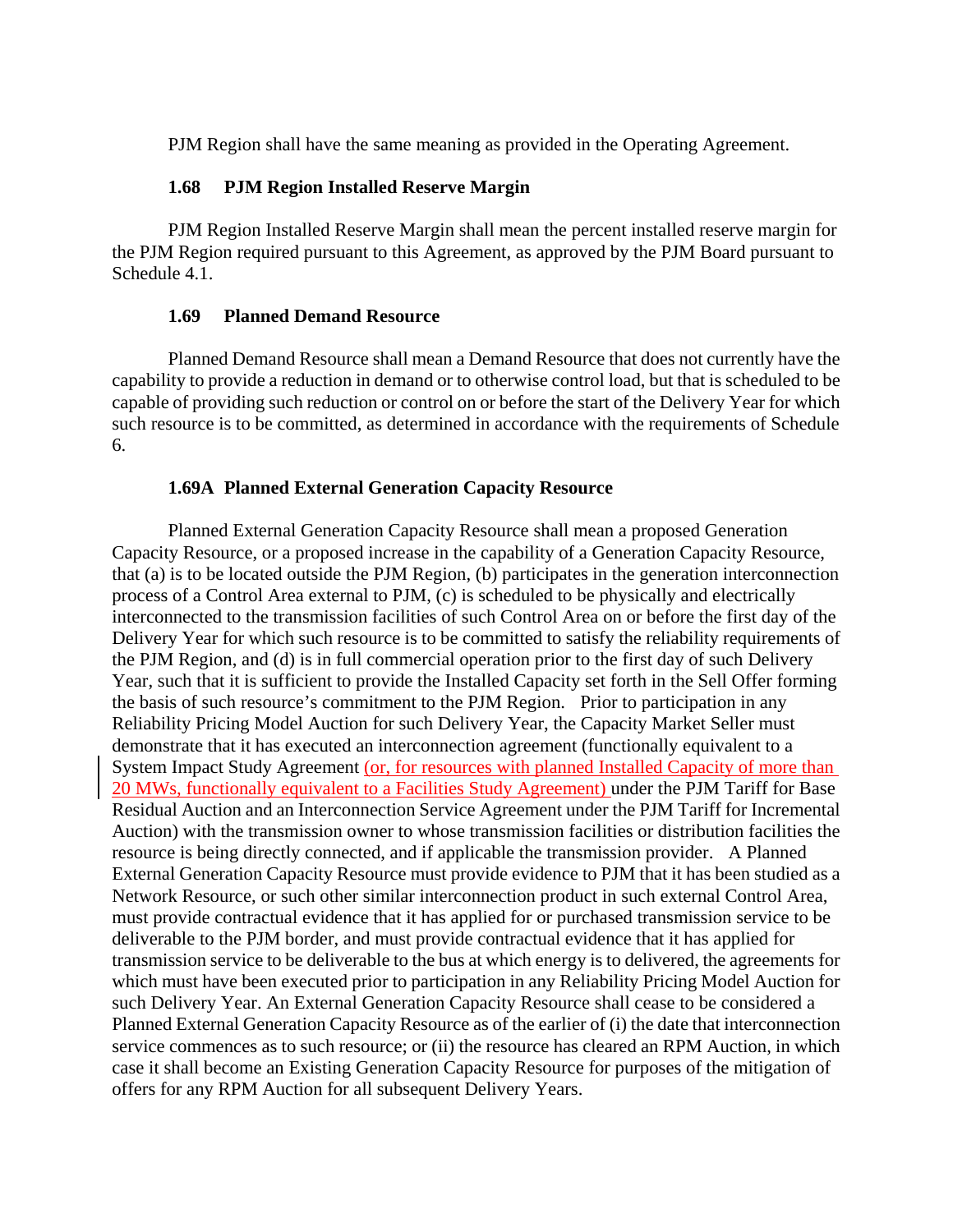PJM Region shall have the same meaning as provided in the Operating Agreement.

### 1.68 PJM Region Installed Reserve Margin

PJM Region Installed Reserve Margin shall mean the percent installed reserve margin for the PJM Region required pursuant to this Agreement, as approved by the PJM Board pursuant to Schedule 4.1.

### 1.69 Planned Demand Resource

Planned Demand Resource shall mean a Demand Resource that does not currently have the capability to provide a reduction in demand or to otherwise control load, but that is scheduled to be capable of providing such reduction or control on or before the start of the Delivery Year for which such resource is to be committed, as determined in accordance with the requirements of Schedule 6.

### 1.69A Planned External Generation Capacity Resource

Planned External Generation Capacity Resource shall mean a proposed Generation Capacity Resource, or a proposed increase in the capability of a Generation Capacity Resource, that (a) is to be located outside the PJM Region, (b) participates in the generation interconnection process of a Control Area external to PJM, (c) is scheduled to be physically and electrically interconnected to the transmission facilities of such Control Area on or before the first day of the Delivery Year for which such resource is to be committed to satisfy the reliability requirements of the PJM Region, and (d) is in full commercial operation prior to the first day of such Delivery Year, such that it is sufficient to provide the Installed Capacity set forth in the Sell Offer forming the basis of such resource's commitment to the PJM Region. Prior to participation in any Reliability Pricing Model Auction for such Delivery Year, the Capacity Market Seller must demonstrate that it has executed an interconnection agreement (functionally equivalent to a System Impact Study Agreement (or, for resources with planned Installed Capacity of more than 20 MWs, functionally equivalent to a Facilities Study Agreement) under the PJM Tariff for Base Residual Auction and an Interconnection Service Agreement under the PJM Tariff for Incremental Auction) with the transmission owner to whose transmission facilities or distribution facilities the resource is being directly connected, and if applicable the transmission provider. A Planned External Generation Capacity Resource must provide evidence to PJM that it has been studied as a Network Resource, or such other similar interconnection product in such external Control Area, must provide contractual evidence that it has applied for or purchased transmission service to be deliverable to the PJM border, and must provide contractual evidence that it has applied for transmission service to be deliverable to the bus at which energy is to delivered, the agreements for which must have been executed prior to participation in any Reliability Pricing Model Auction for such Delivery Year. An External Generation Capacity Resource shall cease to be considered a Planned External Generation Capacity Resource as of the earlier of (i) the date that interconnection service commences as to such resource; or (ii) the resource has cleared an RPM Auction, in which case it shall become an Existing Generation Capacity Resource for purposes of the mitigation of offers for any RPM Auction for all subsequent Delivery Years.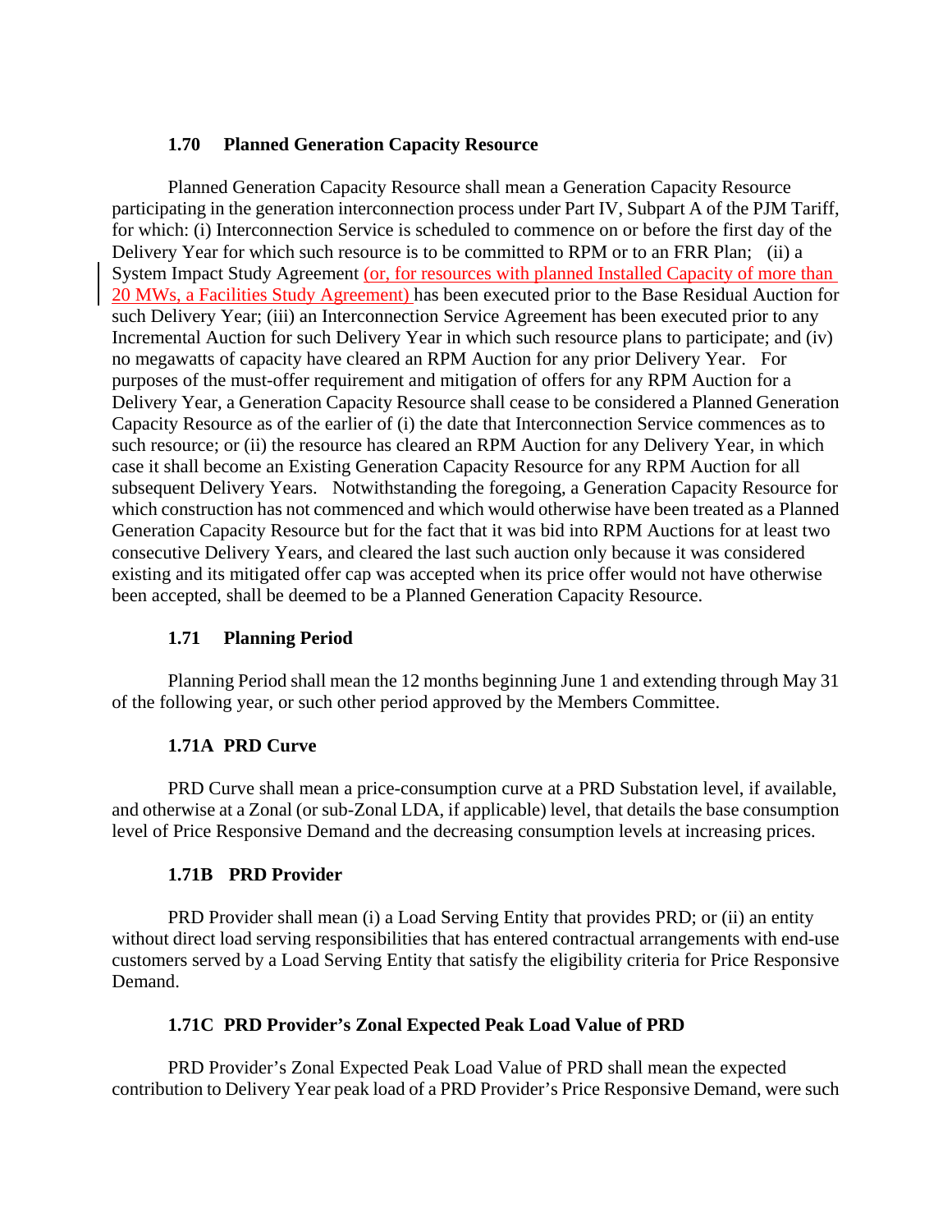### 1.70 Planned Generation Capacity Resource

Planned Generation Capacity Resource shall mean a Generation Capacity Resource participating in the generation interconnection process under Part IV, Subpart A of the PJM Tariff, for which: (i) Interconnection Service is scheduled to commence on or before the first day of the Delivery Year for which such resource is to be committed to RPM or to an FRR Plan; (ii) a System Impact Study Agreement (or, for resources with planned Installed Capacity of more than 20 MWs, a Facilities Study Agreement) has been executed prior to the Base Residual Auction for such Delivery Year; (iii) an Interconnection Service Agreement has been executed prior to any Incremental Auction for such Delivery Year in which such resource plans to participate; and (iv) no megawatts of capacity have cleared an RPM Auction for any prior Delivery Year. For purposes of the must-offer requirement and mitigation of offers for any RPM Auction for a Delivery Year, a Generation Capacity Resource shall cease to be considered a Planned Generation Capacity Resource as of the earlier of (i) the date that Interconnection Service commences as to such resource; or (ii) the resource has cleared an RPM Auction for any Delivery Year, in which case it shall become an Existing Generation Capacity Resource for any RPM Auction for all subsequent Delivery Years. Notwithstanding the foregoing, a Generation Capacity Resource for which construction has not commenced and which would otherwise have been treated as a Planned Generation Capacity Resource but for the fact that it was bid into RPM Auctions for at least two consecutive Delivery Years, and cleared the last such auction only because it was considered existing and its mitigated offer cap was accepted when its price offer would not have otherwise been accepted, shall be deemed to be a Planned Generation Capacity Resource.

### 1.71 Planning Period

Planning Period shall mean the 12 months beginning June 1 and extending through May 31 of the following year, or such other period approved by the Members Committee.

### 1.71A PRD Curve

PRD Curve shall mean a price-consumption curve at a PRD Substation level, if available, and otherwise at a Zonal (or sub-Zonal LDA, if applicable) level, that details the base consumption level of Price Responsive Demand and the decreasing consumption levels at increasing prices.

### 1.71B PRD Provider

PRD Provider shall mean (i) a Load Serving Entity that provides PRD; or (ii) an entity without direct load serving responsibilities that has entered contractual arrangements with end-use customers served by a Load Serving Entity that satisfy the eligibility criteria for Price Responsive Demand.

### 1.71C PRD Provider's Zonal Expected Peak Load Value of PRD

PRD Provider's Zonal Expected Peak Load Value of PRD shall mean the expected contribution to Delivery Year peak load of a PRD Provider's Price Responsive Demand, were such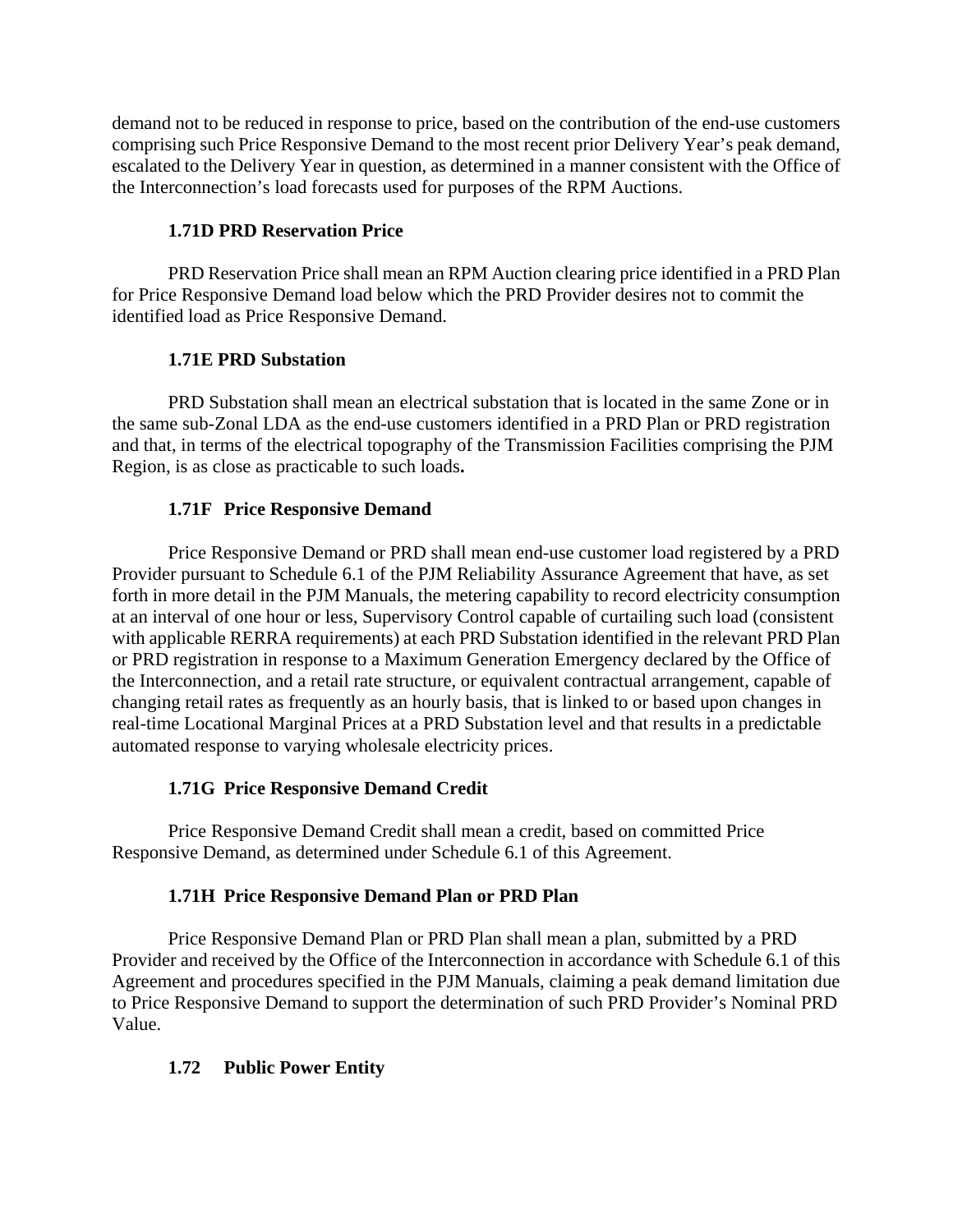demand not to be reduced in response to price, based on the contribution of the end-use customers comprising such Price Responsive Demand to the most recent prior Delivery Year's peak demand, escalated to the Delivery Year in question, as determined in a manner consistent with the Office of the Interconnection's load forecasts used for purposes of the RPM Auctions.

### 1.71D PRD Reservation Price

PRD Reservation Price shall mean an RPM Auction clearing price identified in a PRD Plan for Price Responsive Demand load below which the PRD Provider desires not to commit the identified load as Price Responsive Demand.

### 1.71E PRD Substation

PRD Substation shall mean an electrical substation that is located in the same Zone or in the same sub-Zonal LDA as the end-use customers identified in a PRD Plan or PRD registration and that, in terms of the electrical topography of the Transmission Facilities comprising the PJM Region, is as close as practicable to such loads**.**

### 1.71F Price Responsive Demand

Price Responsive Demand or PRD shall mean end-use customer load registered by a PRD Provider pursuant to Schedule 6.1 of the PJM Reliability Assurance Agreement that have, as set forth in more detail in the PJM Manuals, the metering capability to record electricity consumption at an interval of one hour or less, Supervisory Control capable of curtailing such load (consistent with applicable RERRA requirements) at each PRD Substation identified in the relevant PRD Plan or PRD registration in response to a Maximum Generation Emergency declared by the Office of the Interconnection, and a retail rate structure, or equivalent contractual arrangement, capable of changing retail rates as frequently as an hourly basis, that is linked to or based upon changes in real-time Locational Marginal Prices at a PRD Substation level and that results in a predictable automated response to varying wholesale electricity prices.

### 1.71G Price Responsive Demand Credit

Price Responsive Demand Credit shall mean a credit, based on committed Price Responsive Demand, as determined under Schedule 6.1 of this Agreement.

### 1.71H Price Responsive Demand Plan or PRD Plan

Price Responsive Demand Plan or PRD Plan shall mean a plan, submitted by a PRD Provider and received by the Office of the Interconnection in accordance with Schedule 6.1 of this Agreement and procedures specified in the PJM Manuals, claiming a peak demand limitation due to Price Responsive Demand to support the determination of such PRD Provider's Nominal PRD Value.

### 1.72 Public Power Entity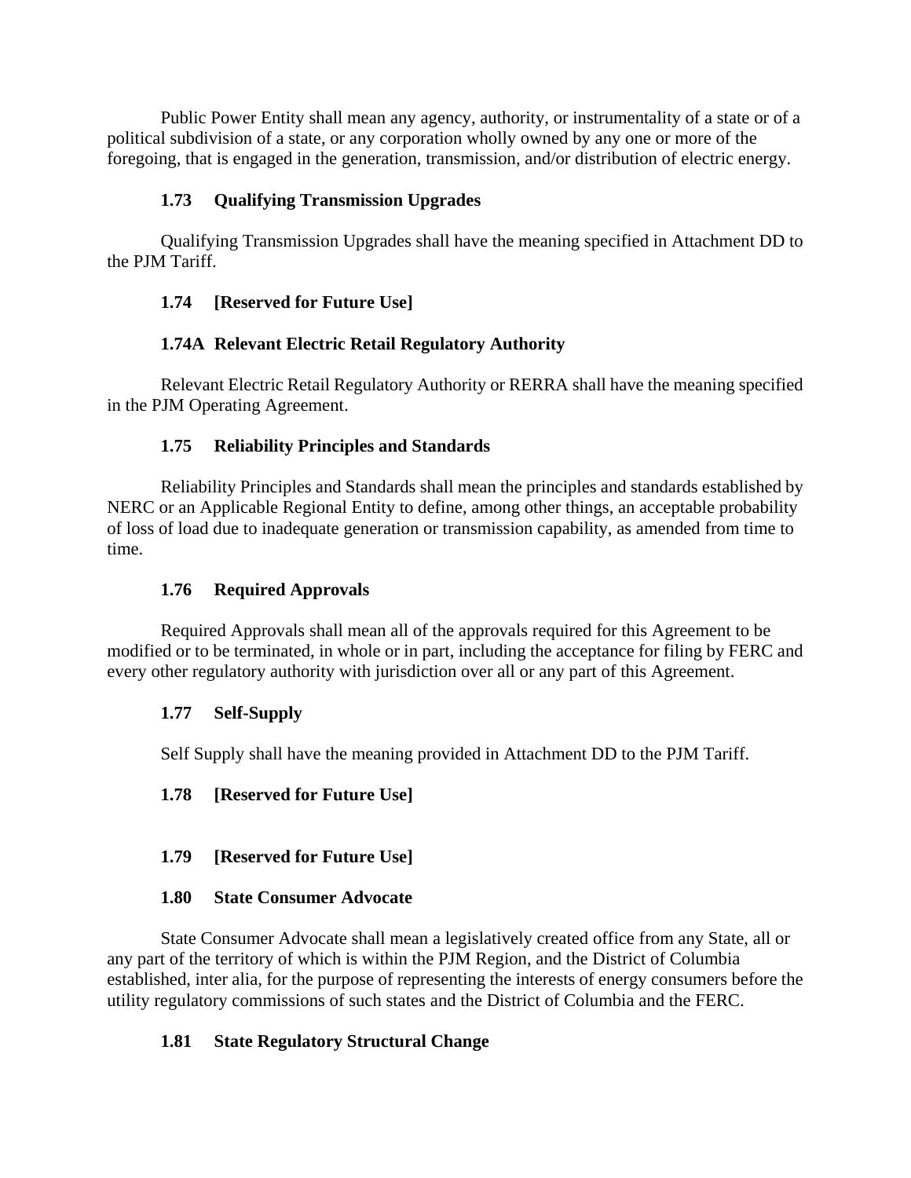Public Power Entity shall mean any agency, authority, or instrumentality of a state or of a political subdivision of a state, or any corporation wholly owned by any one or more of the foregoing, that is engaged in the generation, transmission, and/or distribution of electric energy.

### 1.73 Qualifying Transmission Upgrades

Qualifying Transmission Upgrades shall have the meaning specified in Attachment DD to the PJM Tariff.

### 1.74 [Reserved for Future Use]

### 1.74A Relevant Electric Retail Regulatory Authority

Relevant Electric Retail Regulatory Authority or RERRA shall have the meaning specified in the PJM Operating Agreement.

### 1.75 Reliability Principles and Standards

Reliability Principles and Standards shall mean the principles and standards established by NERC or an Applicable Regional Entity to define, among other things, an acceptable probability of loss of load due to inadequate generation or transmission capability, as amended from time to time.

### 1.76 Required Approvals

Required Approvals shall mean all of the approvals required for this Agreement to be modified or to be terminated, in whole or in part, including the acceptance for filing by FERC and every other regulatory authority with jurisdiction over all or any part of this Agreement.

### 1.77 Self-Supply

Self Supply shall have the meaning provided in Attachment DD to the PJM Tariff.

### 1.78 [Reserved for Future Use]

### 1.79 [Reserved for Future Use]

### 1.80 State Consumer Advocate

State Consumer Advocate shall mean a legislatively created office from any State, all or any part of the territory of which is within the PJM Region, and the District of Columbia established, inter alia, for the purpose of representing the interests of energy consumers before the utility regulatory commissions of such states and the District of Columbia and the FERC.

### 1.81 State Regulatory Structural Change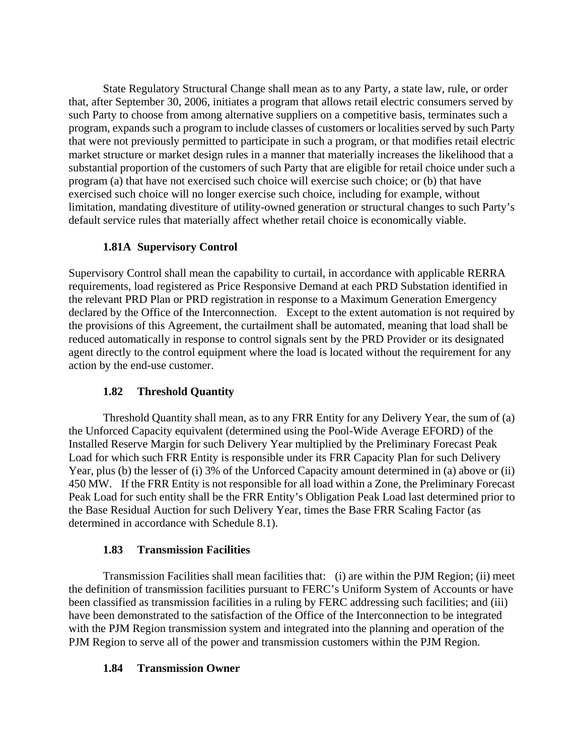State Regulatory Structural Change shall mean as to any Party, a state law, rule, or order that, after September 30, 2006, initiates a program that allows retail electric consumers served by such Party to choose from among alternative suppliers on a competitive basis, terminates such a program, expands such a program to include classes of customers or localities served by such Party that were not previously permitted to participate in such a program, or that modifies retail electric market structure or market design rules in a manner that materially increases the likelihood that a substantial proportion of the customers of such Party that are eligible for retail choice under such a program (a) that have not exercised such choice will exercise such choice; or (b) that have exercised such choice will no longer exercise such choice, including for example, without limitation, mandating divestiture of utility-owned generation or structural changes to such Party's default service rules that materially affect whether retail choice is economically viable.

### 1.81A Supervisory Control

Supervisory Control shall mean the capability to curtail, in accordance with applicable RERRA requirements, load registered as Price Responsive Demand at each PRD Substation identified in the relevant PRD Plan or PRD registration in response to a Maximum Generation Emergency declared by the Office of the Interconnection. Except to the extent automation is not required by the provisions of this Agreement, the curtailment shall be automated, meaning that load shall be reduced automatically in response to control signals sent by the PRD Provider or its designated agent directly to the control equipment where the load is located without the requirement for any action by the end-use customer.

### 1.82 Threshold Quantity

Threshold Quantity shall mean, as to any FRR Entity for any Delivery Year, the sum of (a) the Unforced Capacity equivalent (determined using the Pool-Wide Average EFORD) of the Installed Reserve Margin for such Delivery Year multiplied by the Preliminary Forecast Peak Load for which such FRR Entity is responsible under its FRR Capacity Plan for such Delivery Year, plus (b) the lesser of (i) 3% of the Unforced Capacity amount determined in (a) above or (ii) 450 MW. If the FRR Entity is not responsible for all load within a Zone, the Preliminary Forecast Peak Load for such entity shall be the FRR Entity's Obligation Peak Load last determined prior to the Base Residual Auction for such Delivery Year, times the Base FRR Scaling Factor (as determined in accordance with Schedule 8.1).

### 1.83 Transmission Facilities

Transmission Facilities shall mean facilities that: (i) are within the PJM Region; (ii) meet the definition of transmission facilities pursuant to FERC's Uniform System of Accounts or have been classified as transmission facilities in a ruling by FERC addressing such facilities; and (iii) have been demonstrated to the satisfaction of the Office of the Interconnection to be integrated with the PJM Region transmission system and integrated into the planning and operation of the PJM Region to serve all of the power and transmission customers within the PJM Region.

### 1.84 Transmission Owner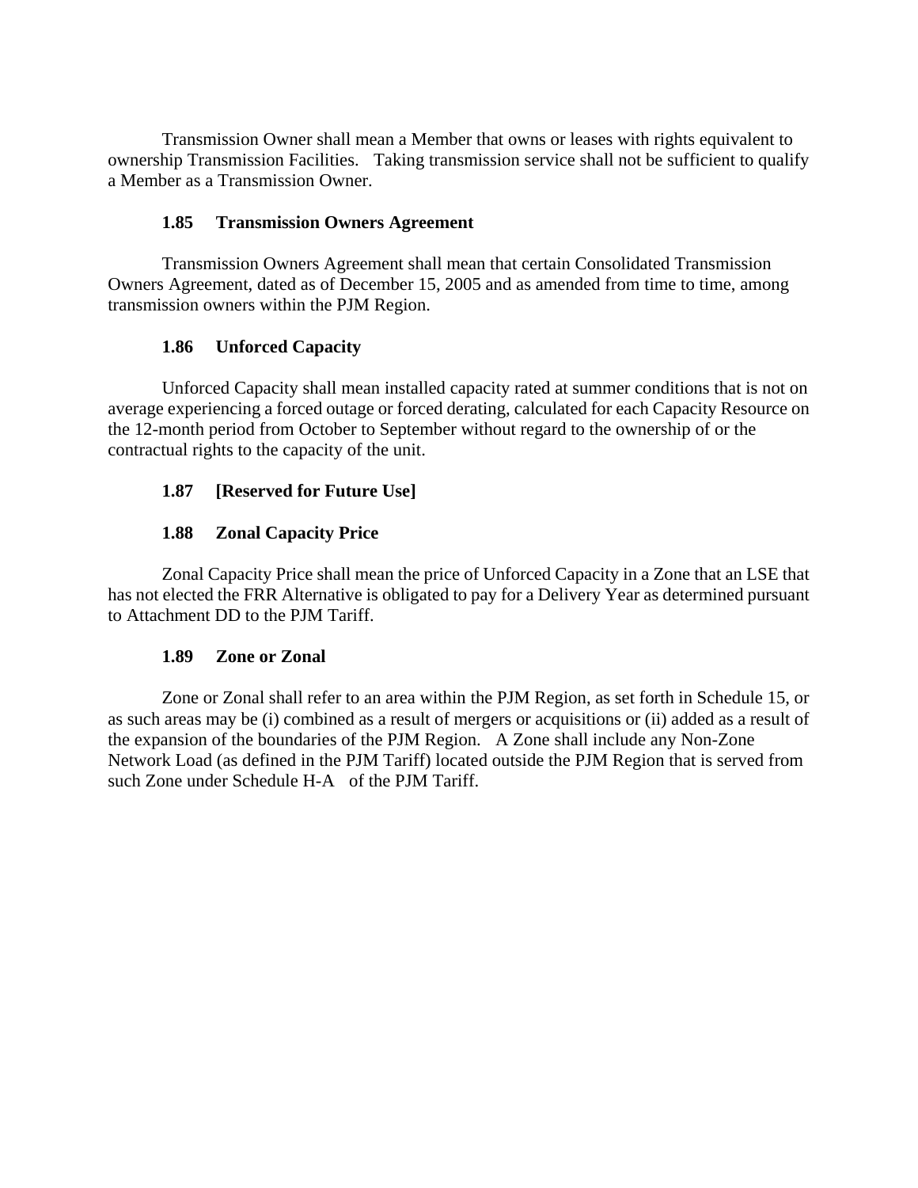Transmission Owner shall mean a Member that owns or leases with rights equivalent to ownership Transmission Facilities. Taking transmission service shall not be sufficient to qualify a Member as a Transmission Owner.

### 1.85 Transmission Owners Agreement

Transmission Owners Agreement shall mean that certain Consolidated Transmission Owners Agreement, dated as of December 15, 2005 and as amended from time to time, among transmission owners within the PJM Region.

### 1.86 Unforced Capacity

Unforced Capacity shall mean installed capacity rated at summer conditions that is not on average experiencing a forced outage or forced derating, calculated for each Capacity Resource on the 12-month period from October to September without regard to the ownership of or the contractual rights to the capacity of the unit.

### 1.87 [Reserved for Future Use]

### 1.88 Zonal Capacity Price

Zonal Capacity Price shall mean the price of Unforced Capacity in a Zone that an LSE that has not elected the FRR Alternative is obligated to pay for a Delivery Year as determined pursuant to Attachment DD to the PJM Tariff.

### 1.89 Zone or Zonal

Zone or Zonal shall refer to an area within the PJM Region, as set forth in Schedule 15, or as such areas may be (i) combined as a result of mergers or acquisitions or (ii) added as a result of the expansion of the boundaries of the PJM Region. A Zone shall include any Non-Zone Network Load (as defined in the PJM Tariff) located outside the PJM Region that is served from such Zone under Schedule H-A of the PJM Tariff.